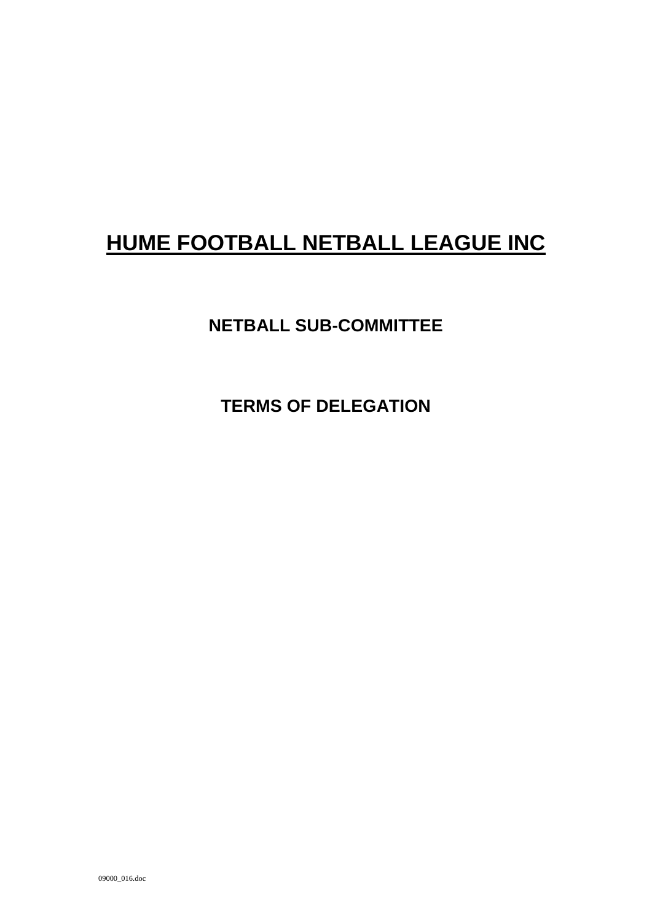# HUME FOOTBALL NETBALL LEAGUE INC

## NETBALL SUB-COMMITTEE

## TERMS OF DELEGATION

09000_016.doc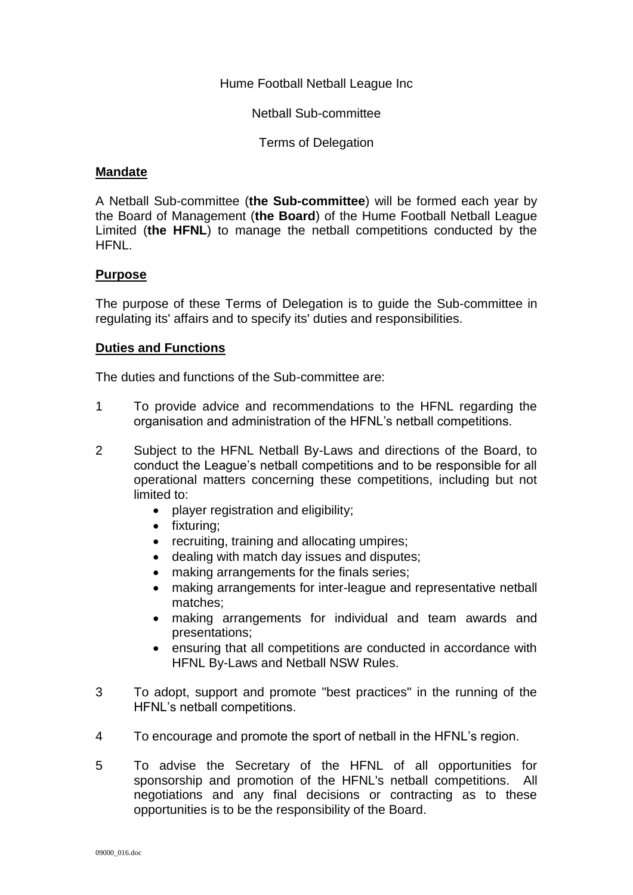Hume Football Netball League Inc

Netball Sub-committee

Terms of Delegation

## Mandate

A Netball Sub-committee (**the Sub-committee**) will be formed each year by the Board of Management (**the Board**) of the Hume Football Netball League Limited (**the HFNL**) to manage the netball competitions conducted by the HFNL.

## Purpose

The purpose of these Terms of Delegation is to guide the Sub-committee in regulating its' affairs and to specify its' duties and responsibilities.

## Duties and Functions

The duties and functions of the Sub-committee are:

1. To provide advice and recommendations to the HFNL regarding the organisation and administration of the HFNL's netball competitions.

2. Subject to the HFNL Netball By-Laws and directions of the Board, to conduct the League's netball competitions and to be responsible for all operational matters concerning these competitions, including but not limited to:
   - player registration and eligibility;
   - fixturing;
   - recruiting, training and allocating umpires;
   - dealing with match day issues and disputes;
   - making arrangements for the finals series;
   - making arrangements for inter-league and representative netball matches;
   - making arrangements for individual and team awards and presentations;
   - ensuring that all competitions are conducted in accordance with HFNL By-Laws and Netball NSW Rules.

3. To adopt, support and promote "best practices" in the running of the HFNL's netball competitions.

4. To encourage and promote the sport of netball in the HFNL's region.

5. To advise the Secretary of the HFNL of all opportunities for sponsorship and promotion of the HFNL's netball competitions. All negotiations and any final decisions or contracting as to these opportunities is to be the responsibility of the Board.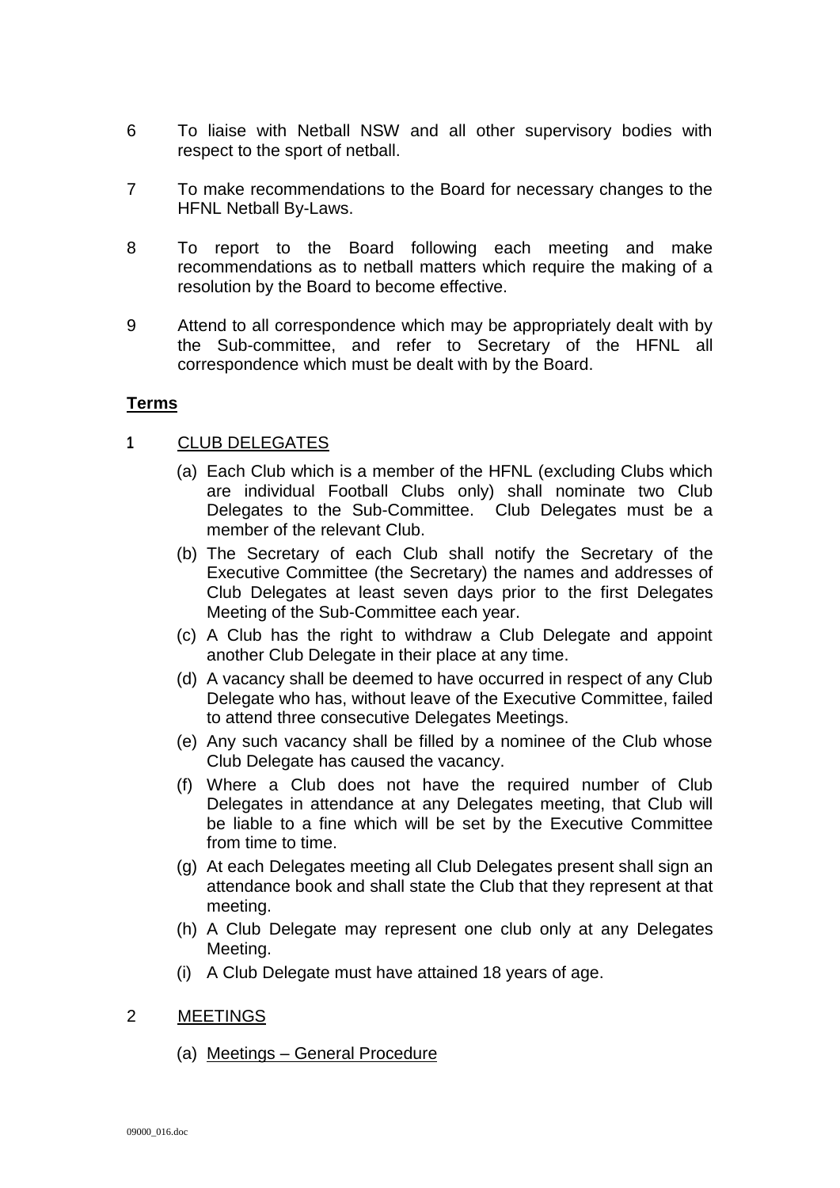6 To liaise with Netball NSW and all other supervisory bodies with respect to the sport of netball.

7 To make recommendations to the Board for necessary changes to the HFNL Netball By-Laws.

8 To report to the Board following each meeting and make recommendations as to netball matters which require the making of a resolution by the Board to become effective.

9 Attend to all correspondence which may be appropriately dealt with by the Sub-committee, and refer to Secretary of the HFNL all correspondence which must be dealt with by the Board.

## Terms

1 CLUB DELEGATES

(a) Each Club which is a member of the HFNL (excluding Clubs which are individual Football Clubs only) shall nominate two Club Delegates to the Sub-Committee. Club Delegates must be a member of the relevant Club.

(b) The Secretary of each Club shall notify the Secretary of the Executive Committee (the Secretary) the names and addresses of Club Delegates at least seven days prior to the first Delegates Meeting of the Sub-Committee each year.

(c) A Club has the right to withdraw a Club Delegate and appoint another Club Delegate in their place at any time.

(d) A vacancy shall be deemed to have occurred in respect of any Club Delegate who has, without leave of the Executive Committee, failed to attend three consecutive Delegates Meetings.

(e) Any such vacancy shall be filled by a nominee of the Club whose Club Delegate has caused the vacancy.

(f) Where a Club does not have the required number of Club Delegates in attendance at any Delegates meeting, that Club will be liable to a fine which will be set by the Executive Committee from time to time.

(g) At each Delegates meeting all Club Delegates present shall sign an attendance book and shall state the Club that they represent at that meeting.

(h) A Club Delegate may represent one club only at any Delegates Meeting.

(i) A Club Delegate must have attained 18 years of age.

2 MEETINGS

(a) Meetings – General Procedure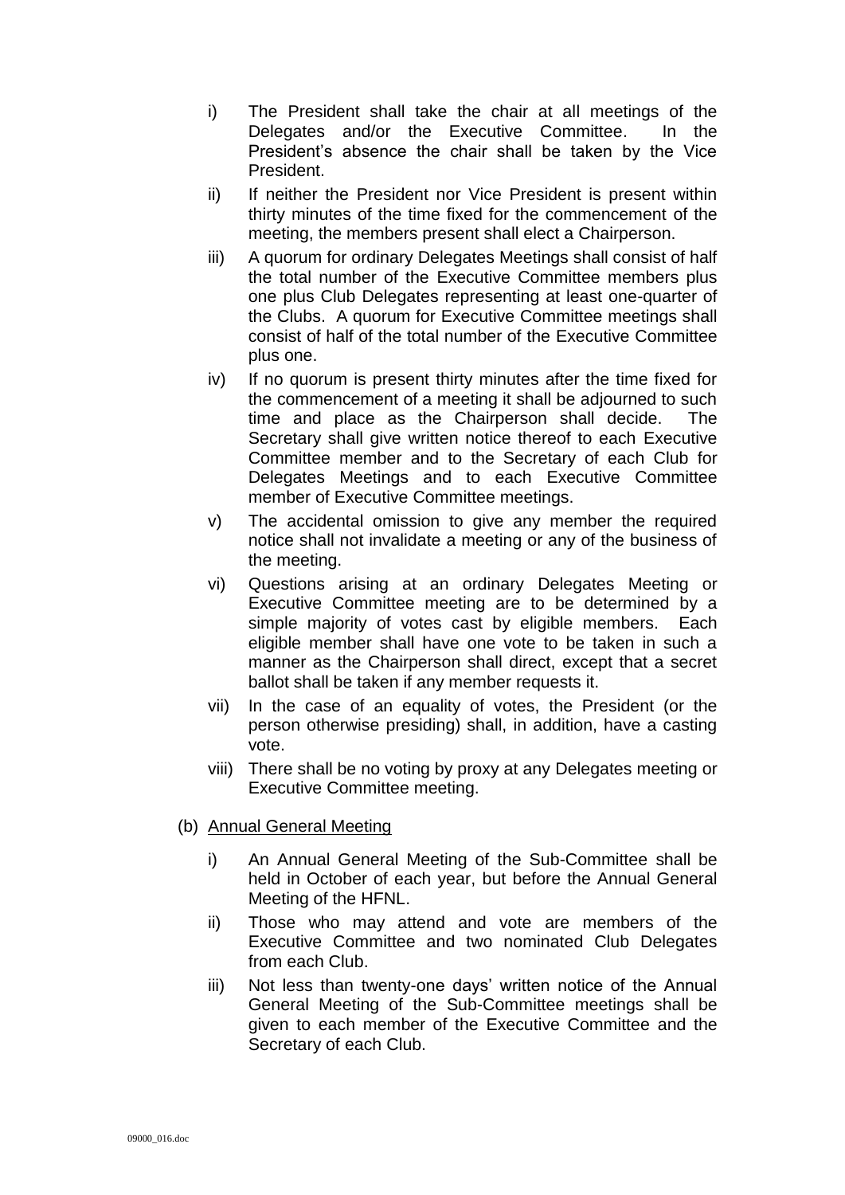i) The President shall take the chair at all meetings of the Delegates and/or the Executive Committee. In the President's absence the chair shall be taken by the Vice President.

ii) If neither the President nor Vice President is present within thirty minutes of the time fixed for the commencement of the meeting, the members present shall elect a Chairperson.

iii) A quorum for ordinary Delegates Meetings shall consist of half the total number of the Executive Committee members plus one plus Club Delegates representing at least one-quarter of the Clubs. A quorum for Executive Committee meetings shall consist of half of the total number of the Executive Committee plus one.

iv) If no quorum is present thirty minutes after the time fixed for the commencement of a meeting it shall be adjourned to such time and place as the Chairperson shall decide. The Secretary shall give written notice thereof to each Executive Committee member and to the Secretary of each Club for Delegates Meetings and to each Executive Committee member of Executive Committee meetings.

v) The accidental omission to give any member the required notice shall not invalidate a meeting or any of the business of the meeting.

vi) Questions arising at an ordinary Delegates Meeting or Executive Committee meeting are to be determined by a simple majority of votes cast by eligible members. Each eligible member shall have one vote to be taken in such a manner as the Chairperson shall direct, except that a secret ballot shall be taken if any member requests it.

vii) In the case of an equality of votes, the President (or the person otherwise presiding) shall, in addition, have a casting vote.

viii) There shall be no voting by proxy at any Delegates meeting or Executive Committee meeting.

(b) <u>Annual General Meeting</u>

i) An Annual General Meeting of the Sub-Committee shall be held in October of each year, but before the Annual General Meeting of the HFNL.

ii) Those who may attend and vote are members of the Executive Committee and two nominated Club Delegates from each Club.

iii) Not less than twenty-one days' written notice of the Annual General Meeting of the Sub-Committee meetings shall be given to each member of the Executive Committee and the Secretary of each Club.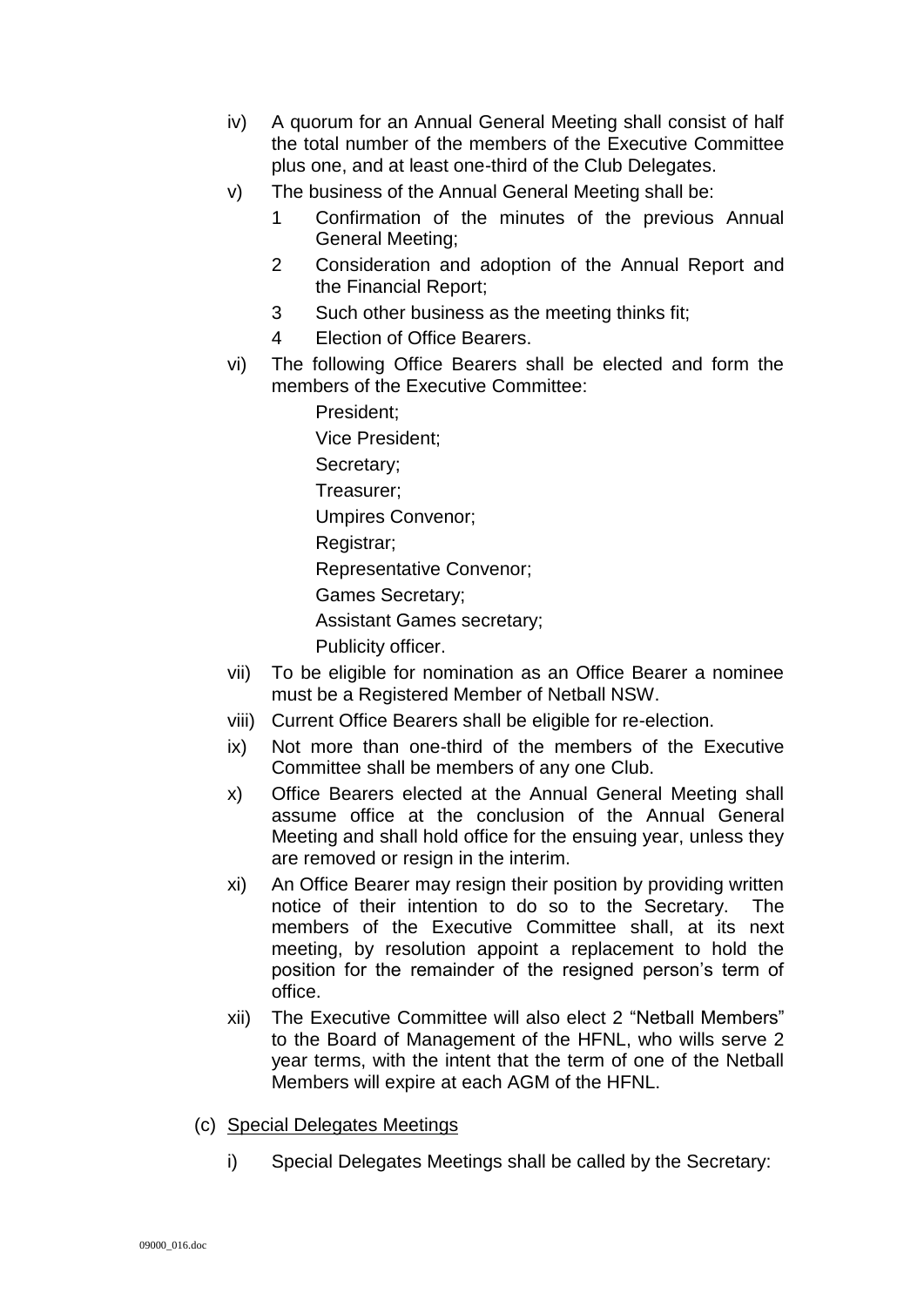iv) A quorum for an Annual General Meeting shall consist of half the total number of the members of the Executive Committee plus one, and at least one-third of the Club Delegates.

v) The business of the Annual General Meeting shall be:

   1 Confirmation of the minutes of the previous Annual General Meeting;

   2 Consideration and adoption of the Annual Report and the Financial Report;

   3 Such other business as the meeting thinks fit;

   4 Election of Office Bearers.

vi) The following Office Bearers shall be elected and form the members of the Executive Committee:

   President;

   Vice President;

   Secretary;

   Treasurer;

   Umpires Convenor;

   Registrar;

   Representative Convenor;

   Games Secretary;

   Assistant Games secretary;

   Publicity officer.

vii) To be eligible for nomination as an Office Bearer a nominee must be a Registered Member of Netball NSW.

viii) Current Office Bearers shall be eligible for re-election.

ix) Not more than one-third of the members of the Executive Committee shall be members of any one Club.

x) Office Bearers elected at the Annual General Meeting shall assume office at the conclusion of the Annual General Meeting and shall hold office for the ensuing year, unless they are removed or resign in the interim.

xi) An Office Bearer may resign their position by providing written notice of their intention to do so to the Secretary. The members of the Executive Committee shall, at its next meeting, by resolution appoint a replacement to hold the position for the remainder of the resigned person's term of office.

xii) The Executive Committee will also elect 2 "Netball Members" to the Board of Management of the HFNL, who wills serve 2 year terms, with the intent that the term of one of the Netball Members will expire at each AGM of the HFNL.

(c) Special Delegates Meetings

i) Special Delegates Meetings shall be called by the Secretary: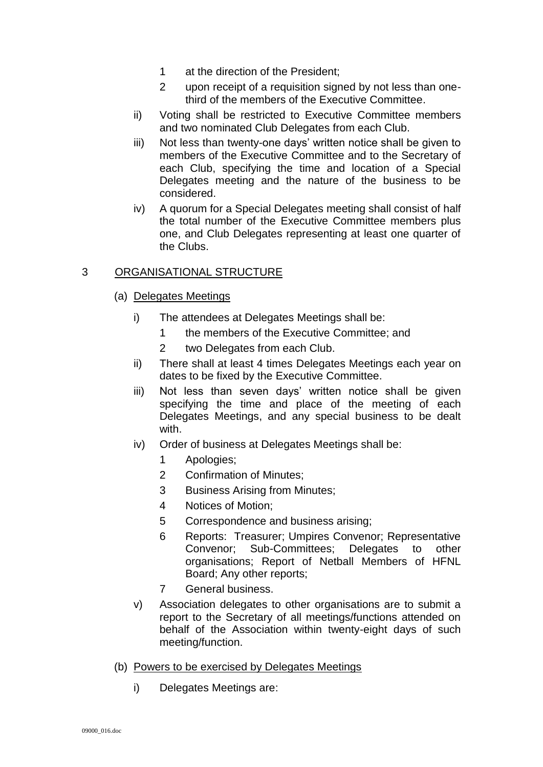1 at the direction of the President;

2 upon receipt of a requisition signed by not less than one-third of the members of the Executive Committee.

ii) Voting shall be restricted to Executive Committee members and two nominated Club Delegates from each Club.

iii) Not less than twenty-one days' written notice shall be given to members of the Executive Committee and to the Secretary of each Club, specifying the time and location of a Special Delegates meeting and the nature of the business to be considered.

iv) A quorum for a Special Delegates meeting shall consist of half the total number of the Executive Committee members plus one, and Club Delegates representing at least one quarter of the Clubs.

## 3 ORGANISATIONAL STRUCTURE

### (a) Delegates Meetings

i) The attendees at Delegates Meetings shall be:

1 the members of the Executive Committee; and

2 two Delegates from each Club.

ii) There shall at least 4 times Delegates Meetings each year on dates to be fixed by the Executive Committee.

iii) Not less than seven days' written notice shall be given specifying the time and place of the meeting of each Delegates Meetings, and any special business to be dealt with.

iv) Order of business at Delegates Meetings shall be:

1 Apologies;

2 Confirmation of Minutes;

3 Business Arising from Minutes;

4 Notices of Motion;

5 Correspondence and business arising;

6 Reports: Treasurer; Umpires Convenor; Representative Convenor; Sub-Committees; Delegates to other organisations; Report of Netball Members of HFNL Board; Any other reports;

7 General business.

v) Association delegates to other organisations are to submit a report to the Secretary of all meetings/functions attended on behalf of the Association within twenty-eight days of such meeting/function.

### (b) Powers to be exercised by Delegates Meetings

i) Delegates Meetings are: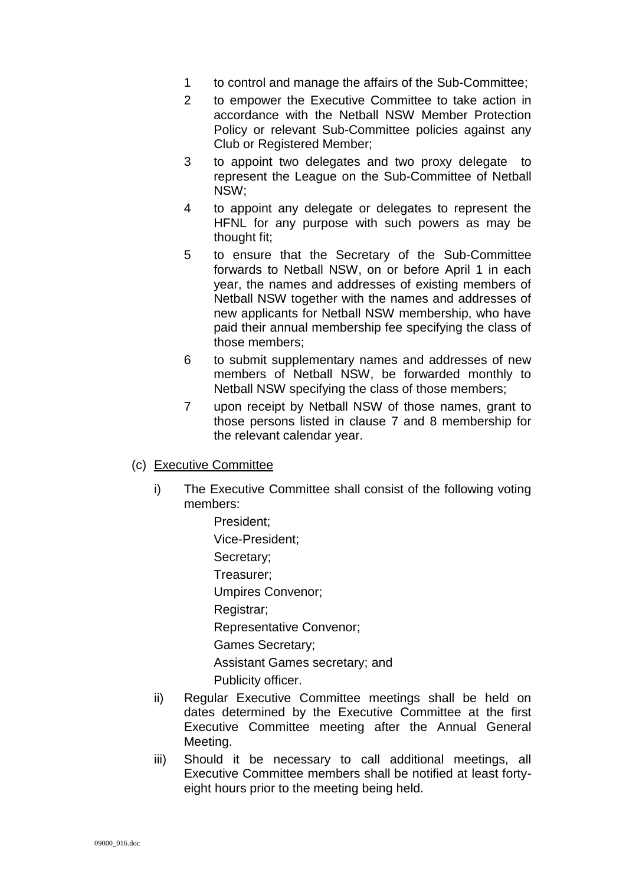1. to control and manage the affairs of the Sub-Committee;
2. to empower the Executive Committee to take action in accordance with the Netball NSW Member Protection Policy or relevant Sub-Committee policies against any Club or Registered Member;
3. to appoint two delegates and two proxy delegate to represent the League on the Sub-Committee of Netball NSW;
4. to appoint any delegate or delegates to represent the HFNL for any purpose with such powers as may be thought fit;
5. to ensure that the Secretary of the Sub-Committee forwards to Netball NSW, on or before April 1 in each year, the names and addresses of existing members of Netball NSW together with the names and addresses of new applicants for Netball NSW membership, who have paid their annual membership fee specifying the class of those members;
6. to submit supplementary names and addresses of new members of Netball NSW, be forwarded monthly to Netball NSW specifying the class of those members;
7. upon receipt by Netball NSW of those names, grant to those persons listed in clause 7 and 8 membership for the relevant calendar year.

(c) Executive Committee

i) The Executive Committee shall consist of the following voting members:

President;

Vice-President;

Secretary;

Treasurer;

Umpires Convenor;

Registrar;

Representative Convenor;

Games Secretary;

Assistant Games secretary; and

Publicity officer.

ii) Regular Executive Committee meetings shall be held on dates determined by the Executive Committee at the first Executive Committee meeting after the Annual General Meeting.

iii) Should it be necessary to call additional meetings, all Executive Committee members shall be notified at least forty-eight hours prior to the meeting being held.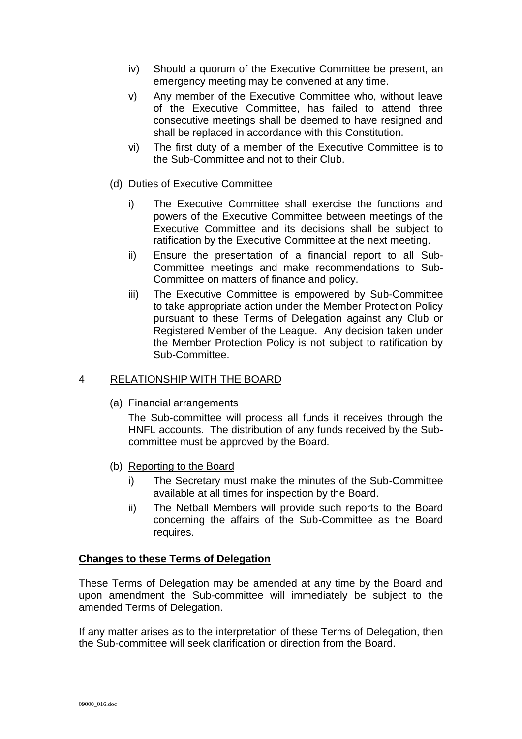iv) Should a quorum of the Executive Committee be present, an emergency meeting may be convened at any time.

v) Any member of the Executive Committee who, without leave of the Executive Committee, has failed to attend three consecutive meetings shall be deemed to have resigned and shall be replaced in accordance with this Constitution.

vi) The first duty of a member of the Executive Committee is to the Sub-Committee and not to their Club.

(d) <u>Duties of Executive Committee</u>

i) The Executive Committee shall exercise the functions and powers of the Executive Committee between meetings of the Executive Committee and its decisions shall be subject to ratification by the Executive Committee at the next meeting.

ii) Ensure the presentation of a financial report to all Sub-Committee meetings and make recommendations to Sub-Committee on matters of finance and policy.

iii) The Executive Committee is empowered by Sub-Committee to take appropriate action under the Member Protection Policy pursuant to these Terms of Delegation against any Club or Registered Member of the League. Any decision taken under the Member Protection Policy is not subject to ratification by Sub-Committee.

## 4 <u>RELATIONSHIP WITH THE BOARD</u>

(a) <u>Financial arrangements</u>

The Sub-committee will process all funds it receives through the HNFL accounts. The distribution of any funds received by the Sub-committee must be approved by the Board.

(b) <u>Reporting to the Board</u>

i) The Secretary must make the minutes of the Sub-Committee available at all times for inspection by the Board.

ii) The Netball Members will provide such reports to the Board concerning the affairs of the Sub-Committee as the Board requires.

## **<u>Changes to these Terms of Delegation</u>**

These Terms of Delegation may be amended at any time by the Board and upon amendment the Sub-committee will immediately be subject to the amended Terms of Delegation.

If any matter arises as to the interpretation of these Terms of Delegation, then the Sub-committee will seek clarification or direction from the Board.